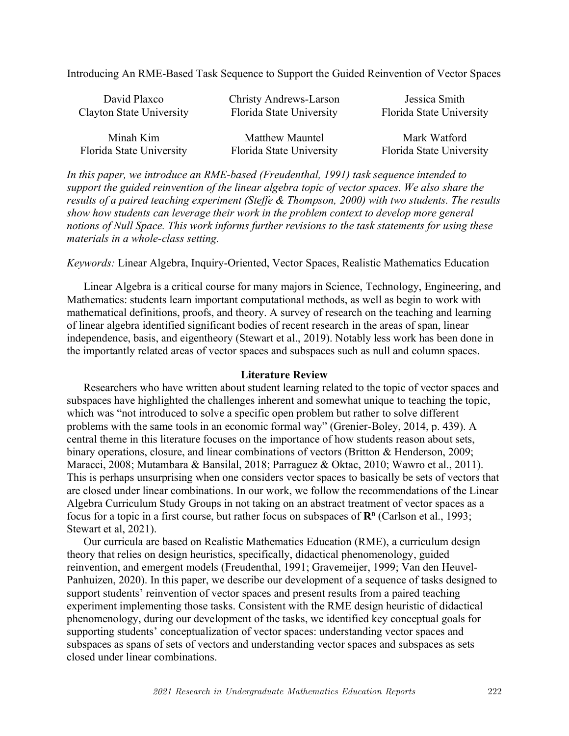# Introducing An RME-Based Task Sequence to Support the Guided Reinvention of Vector Spaces

| | | |
|---|---|---|
| David Plaxco<br>Clayton State University | Christy Andrews-Larson<br>Florida State University | Jessica Smith<br>Florida State University |
| Minah Kim<br>Florida State University | Matthew Mauntel<br>Florida State University | Mark Watford<br>Florida State University |

*In this paper, we introduce an RME-based (Freudenthal, 1991) task sequence intended to support the guided reinvention of the linear algebra topic of vector spaces. We also share the results of a paired teaching experiment (Steffe & Thompson, 2000) with two students. The results show how students can leverage their work in the problem context to develop more general notions of Null Space. This work informs further revisions to the task statements for using these materials in a whole-class setting.*

*Keywords:* Linear Algebra, Inquiry-Oriented, Vector Spaces, Realistic Mathematics Education

Linear Algebra is a critical course for many majors in Science, Technology, Engineering, and Mathematics: students learn important computational methods, as well as begin to work with mathematical definitions, proofs, and theory. A survey of research on the teaching and learning of linear algebra identified significant bodies of recent research in the areas of span, linear independence, basis, and eigentheory (Stewart et al., 2019). Notably less work has been done in the importantly related areas of vector spaces and subspaces such as null and column spaces.

## Literature Review

Researchers who have written about student learning related to the topic of vector spaces and subspaces have highlighted the challenges inherent and somewhat unique to teaching the topic, which was "not introduced to solve a specific open problem but rather to solve different problems with the same tools in an economic formal way" (Grenier-Boley, 2014, p. 439). A central theme in this literature focuses on the importance of how students reason about sets, binary operations, closure, and linear combinations of vectors (Britton & Henderson, 2009; Maracci, 2008; Mutambara & Bansilal, 2018; Parraguez & Oktac, 2010; Wawro et al., 2011). This is perhaps unsurprising when one considers vector spaces to basically be sets of vectors that are closed under linear combinations. In our work, we follow the recommendations of the Linear Algebra Curriculum Study Groups in not taking on an abstract treatment of vector spaces as a focus for a topic in a first course, but rather focus on subspaces of $\mathbf{R}^n$ (Carlson et al., 1993; Stewart et al, 2021).

Our curricula are based on Realistic Mathematics Education (RME), a curriculum design theory that relies on design heuristics, specifically, didactical phenomenology, guided reinvention, and emergent models (Freudenthal, 1991; Gravemeijer, 1999; Van den Heuvel-Panhuizen, 2020). In this paper, we describe our development of a sequence of tasks designed to support students' reinvention of vector spaces and present results from a paired teaching experiment implementing those tasks. Consistent with the RME design heuristic of didactical phenomenology, during our development of the tasks, we identified key conceptual goals for supporting students' conceptualization of vector spaces: understanding vector spaces and subspaces as spans of sets of vectors and understanding vector spaces and subspaces as sets closed under linear combinations.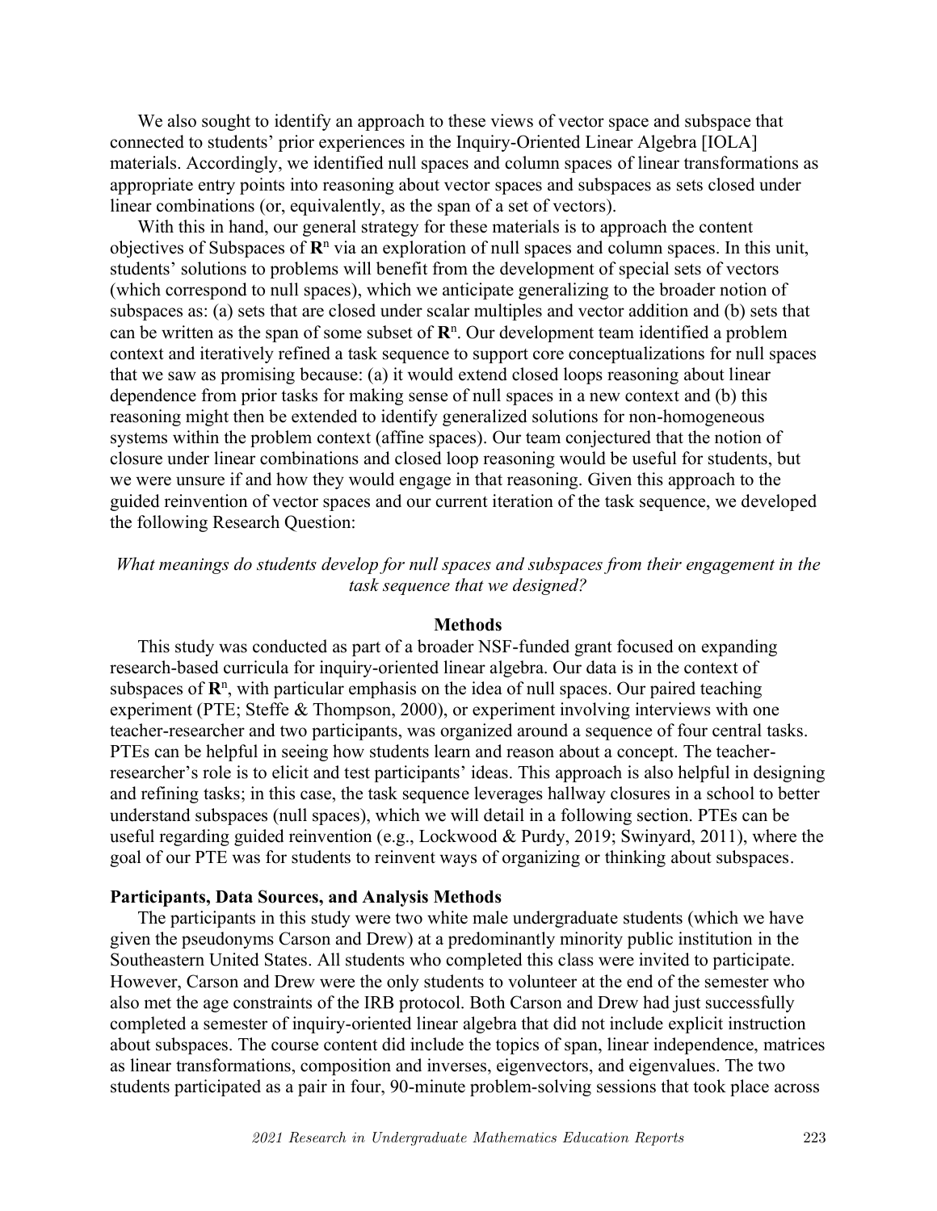We also sought to identify an approach to these views of vector space and subspace that connected to students' prior experiences in the Inquiry-Oriented Linear Algebra [IOLA] materials. Accordingly, we identified null spaces and column spaces of linear transformations as appropriate entry points into reasoning about vector spaces and subspaces as sets closed under linear combinations (or, equivalently, as the span of a set of vectors).

With this in hand, our general strategy for these materials is to approach the content objectives of Subspaces of $\mathbf{R}^n$ via an exploration of null spaces and column spaces. In this unit, students' solutions to problems will benefit from the development of special sets of vectors (which correspond to null spaces), which we anticipate generalizing to the broader notion of subspaces as: (a) sets that are closed under scalar multiples and vector addition and (b) sets that can be written as the span of some subset of $\mathbf{R}^n$. Our development team identified a problem context and iteratively refined a task sequence to support core conceptualizations for null spaces that we saw as promising because: (a) it would extend closed loops reasoning about linear dependence from prior tasks for making sense of null spaces in a new context and (b) this reasoning might then be extended to identify generalized solutions for non-homogeneous systems within the problem context (affine spaces). Our team conjectured that the notion of closure under linear combinations and closed loop reasoning would be useful for students, but we were unsure if and how they would engage in that reasoning. Given this approach to the guided reinvention of vector spaces and our current iteration of the task sequence, we developed the following Research Question:

*What meanings do students develop for null spaces and subspaces from their engagement in the task sequence that we designed?*

## Methods

This study was conducted as part of a broader NSF-funded grant focused on expanding research-based curricula for inquiry-oriented linear algebra. Our data is in the context of subspaces of $\mathbf{R}^n$, with particular emphasis on the idea of null spaces. Our paired teaching experiment (PTE; Steffe & Thompson, 2000), or experiment involving interviews with one teacher-researcher and two participants, was organized around a sequence of four central tasks. PTEs can be helpful in seeing how students learn and reason about a concept. The teacher-researcher's role is to elicit and test participants' ideas. This approach is also helpful in designing and refining tasks; in this case, the task sequence leverages hallway closures in a school to better understand subspaces (null spaces), which we will detail in a following section. PTEs can be useful regarding guided reinvention (e.g., Lockwood & Purdy, 2019; Swinyard, 2011), where the goal of our PTE was for students to reinvent ways of organizing or thinking about subspaces.

### Participants, Data Sources, and Analysis Methods

The participants in this study were two white male undergraduate students (which we have given the pseudonyms Carson and Drew) at a predominantly minority public institution in the Southeastern United States. All students who completed this class were invited to participate. However, Carson and Drew were the only students to volunteer at the end of the semester who also met the age constraints of the IRB protocol. Both Carson and Drew had just successfully completed a semester of inquiry-oriented linear algebra that did not include explicit instruction about subspaces. The course content did include the topics of span, linear independence, matrices as linear transformations, composition and inverses, eigenvectors, and eigenvalues. The two students participated as a pair in four, 90-minute problem-solving sessions that took place across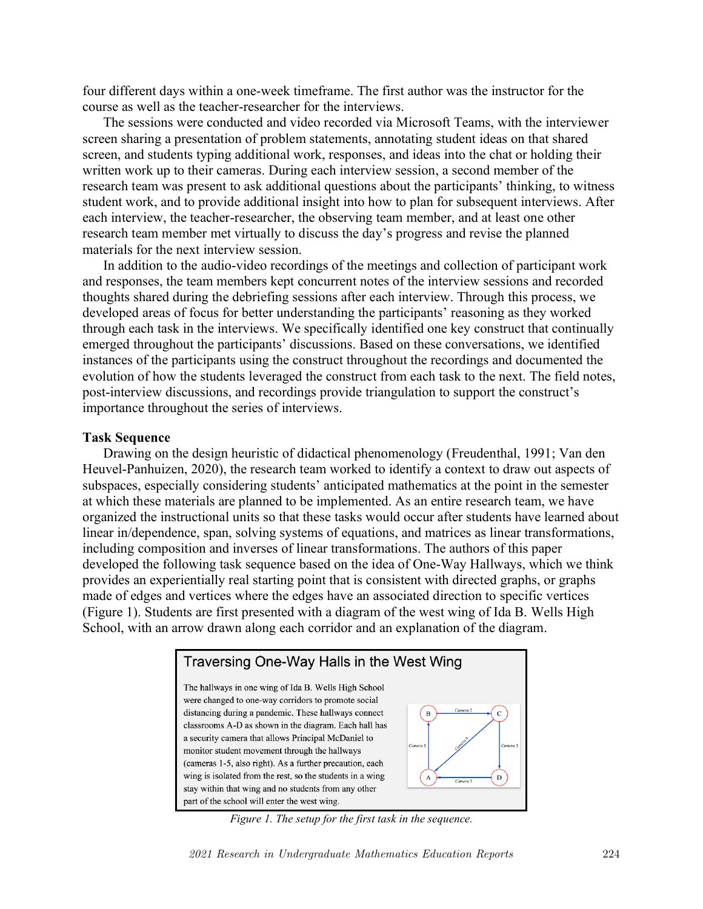four different days within a one-week timeframe. The first author was the instructor for the course as well as the teacher-researcher for the interviews.

The sessions were conducted and video recorded via Microsoft Teams, with the interviewer screen sharing a presentation of problem statements, annotating student ideas on that shared screen, and students typing additional work, responses, and ideas into the chat or holding their written work up to their cameras. During each interview session, a second member of the research team was present to ask additional questions about the participants' thinking, to witness student work, and to provide additional insight into how to plan for subsequent interviews. After each interview, the teacher-researcher, the observing team member, and at least one other research team member met virtually to discuss the day's progress and revise the planned materials for the next interview session.

In addition to the audio-video recordings of the meetings and collection of participant work and responses, the team members kept concurrent notes of the interview sessions and recorded thoughts shared during the debriefing sessions after each interview. Through this process, we developed areas of focus for better understanding the participants' reasoning as they worked through each task in the interviews. We specifically identified one key construct that continually emerged throughout the participants' discussions. Based on these conversations, we identified instances of the participants using the construct throughout the recordings and documented the evolution of how the students leveraged the construct from each task to the next. The field notes, post-interview discussions, and recordings provide triangulation to support the construct's importance throughout the series of interviews.

**Task Sequence**

Drawing on the design heuristic of didactical phenomenology (Freudenthal, 1991; Van den Heuvel-Panhuizen, 2020), the research team worked to identify a context to draw out aspects of subspaces, especially considering students' anticipated mathematics at the point in the semester at which these materials are planned to be implemented. As an entire research team, we have organized the instructional units so that these tasks would occur after students have learned about linear in/dependence, span, solving systems of equations, and matrices as linear transformations, including composition and inverses of linear transformations. The authors of this paper developed the following task sequence based on the idea of One-Way Hallways, which we think provides an experientially real starting point that is consistent with directed graphs, or graphs made of edges and vertices where the edges have an associated direction to specific vertices (Figure 1). Students are first presented with a diagram of the west wing of Ida B. Wells High School, with an arrow drawn along each corridor and an explanation of the diagram.

**Traversing One-Way Halls in the West Wing**

The hallways in one wing of Ida B. Wells High School were changed to one-way corridors to promote social distancing during a pandemic. These hallways connect classrooms A-D as shown in the diagram. Each hall has a security camera that allows Principal McDaniel to monitor student movement through the hallways (cameras 1-5, also right). As a further precaution, each wing is isolated from the rest, so the students in a wing stay within that wing and no students from any other part of the school will enter the west wing.

B
C
A
D
Camera 1
Camera 2
Camera 3
Camera 4
Camera 5

*Figure 1. The setup for the first task in the sequence.*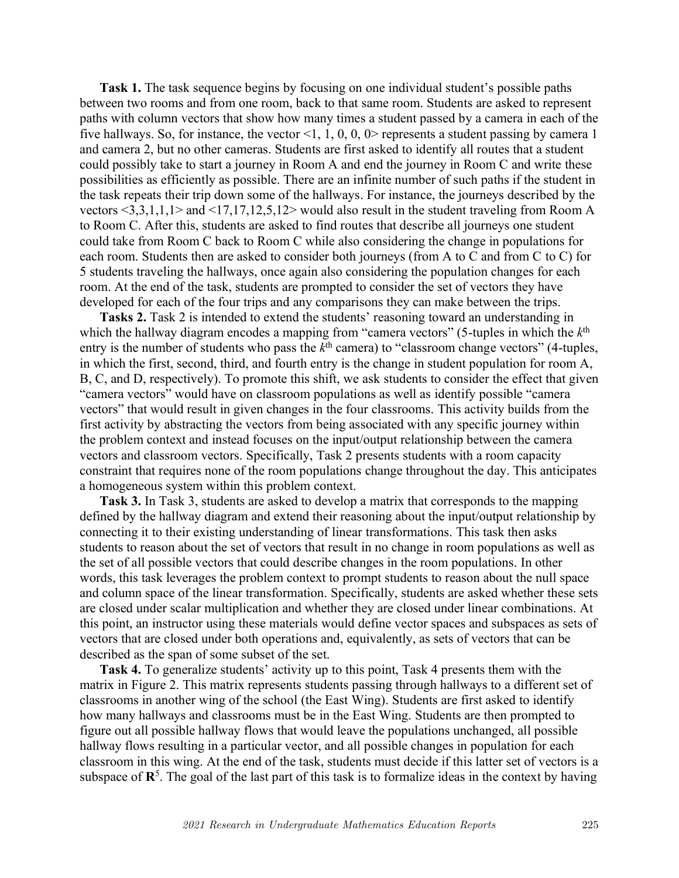**Task 1.** The task sequence begins by focusing on one individual student's possible paths between two rooms and from one room, back to that same room. Students are asked to represent paths with column vectors that show how many times a student passed by a camera in each of the five hallways. So, for instance, the vector <1, 1, 0, 0, 0> represents a student passing by camera 1 and camera 2, but no other cameras. Students are first asked to identify all routes that a student could possibly take to start a journey in Room A and end the journey in Room C and write these possibilities as efficiently as possible. There are an infinite number of such paths if the student in the task repeats their trip down some of the hallways. For instance, the journeys described by the vectors <3,3,1,1,1> and <17,17,12,5,12> would also result in the student traveling from Room A to Room C. After this, students are asked to find routes that describe all journeys one student could take from Room C back to Room C while also considering the change in populations for each room. Students then are asked to consider both journeys (from A to C and from C to C) for 5 students traveling the hallways, once again also considering the population changes for each room. At the end of the task, students are prompted to consider the set of vectors they have developed for each of the four trips and any comparisons they can make between the trips.

**Tasks 2.** Task 2 is intended to extend the students' reasoning toward an understanding in which the hallway diagram encodes a mapping from "camera vectors" (5-tuples in which the $k^{\text{th}}$ entry is the number of students who pass the $k^{\text{th}}$ camera) to "classroom change vectors" (4-tuples, in which the first, second, third, and fourth entry is the change in student population for room A, B, C, and D, respectively). To promote this shift, we ask students to consider the effect that given "camera vectors" would have on classroom populations as well as identify possible "camera vectors" that would result in given changes in the four classrooms. This activity builds from the first activity by abstracting the vectors from being associated with any specific journey within the problem context and instead focuses on the input/output relationship between the camera vectors and classroom vectors. Specifically, Task 2 presents students with a room capacity constraint that requires none of the room populations change throughout the day. This anticipates a homogeneous system within this problem context.

**Task 3.** In Task 3, students are asked to develop a matrix that corresponds to the mapping defined by the hallway diagram and extend their reasoning about the input/output relationship by connecting it to their existing understanding of linear transformations. This task then asks students to reason about the set of vectors that result in no change in room populations as well as the set of all possible vectors that could describe changes in the room populations. In other words, this task leverages the problem context to prompt students to reason about the null space and column space of the linear transformation. Specifically, students are asked whether these sets are closed under scalar multiplication and whether they are closed under linear combinations. At this point, an instructor using these materials would define vector spaces and subspaces as sets of vectors that are closed under both operations and, equivalently, as sets of vectors that can be described as the span of some subset of the set.

**Task 4.** To generalize students' activity up to this point, Task 4 presents them with the matrix in Figure 2. This matrix represents students passing through hallways to a different set of classrooms in another wing of the school (the East Wing). Students are first asked to identify how many hallways and classrooms must be in the East Wing. Students are then prompted to figure out all possible hallway flows that would leave the populations unchanged, all possible hallway flows resulting in a particular vector, and all possible changes in population for each classroom in this wing. At the end of the task, students must decide if this latter set of vectors is a subspace of $\mathbf{R}^5$. The goal of the last part of this task is to formalize ideas in the context by having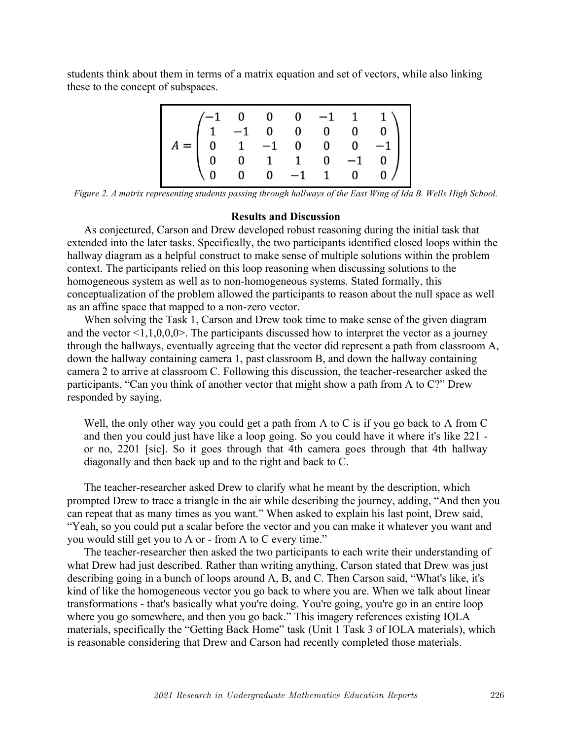students think about them in terms of a matrix equation and set of vectors, while also linking these to the concept of subspaces.

$$A = \begin{pmatrix} -1 & 0 & 0 & 0 & -1 & 1 & 1 \\ 1 & -1 & 0 & 0 & 0 & 0 & 0 \\ 0 & 1 & -1 & 0 & 0 & 0 & -1 \\ 0 & 0 & 1 & 1 & 0 & -1 & 0 \\ 0 & 0 & 0 & -1 & 1 & 0 & 0 \end{pmatrix}$$

*Figure 2. A matrix representing students passing through hallways of the East Wing of Ida B. Wells High School.*

## Results and Discussion

As conjectured, Carson and Drew developed robust reasoning during the initial task that extended into the later tasks. Specifically, the two participants identified closed loops within the hallway diagram as a helpful construct to make sense of multiple solutions within the problem context. The participants relied on this loop reasoning when discussing solutions to the homogeneous system as well as to non-homogeneous systems. Stated formally, this conceptualization of the problem allowed the participants to reason about the null space as well as an affine space that mapped to a non-zero vector.

When solving the Task 1, Carson and Drew took time to make sense of the given diagram and the vector <1,1,0,0,0>. The participants discussed how to interpret the vector as a journey through the hallways, eventually agreeing that the vector did represent a path from classroom A, down the hallway containing camera 1, past classroom B, and down the hallway containing camera 2 to arrive at classroom C. Following this discussion, the teacher-researcher asked the participants, "Can you think of another vector that might show a path from A to C?" Drew responded by saying,

> Well, the only other way you could get a path from A to C is if you go back to A from C and then you could just have like a loop going. So you could have it where it's like 221 - or no, 2201 [sic]. So it goes through that 4th camera goes through that 4th hallway diagonally and then back up and to the right and back to C.

The teacher-researcher asked Drew to clarify what he meant by the description, which prompted Drew to trace a triangle in the air while describing the journey, adding, "And then you can repeat that as many times as you want." When asked to explain his last point, Drew said, "Yeah, so you could put a scalar before the vector and you can make it whatever you want and you would still get you to A or - from A to C every time."

The teacher-researcher then asked the two participants to each write their understanding of what Drew had just described. Rather than writing anything, Carson stated that Drew was just describing going in a bunch of loops around A, B, and C. Then Carson said, "What's like, it's kind of like the homogeneous vector you go back to where you are. When we talk about linear transformations - that's basically what you're doing. You're going, you're go in an entire loop where you go somewhere, and then you go back." This imagery references existing IOLA materials, specifically the "Getting Back Home" task (Unit 1 Task 3 of IOLA materials), which is reasonable considering that Drew and Carson had recently completed those materials.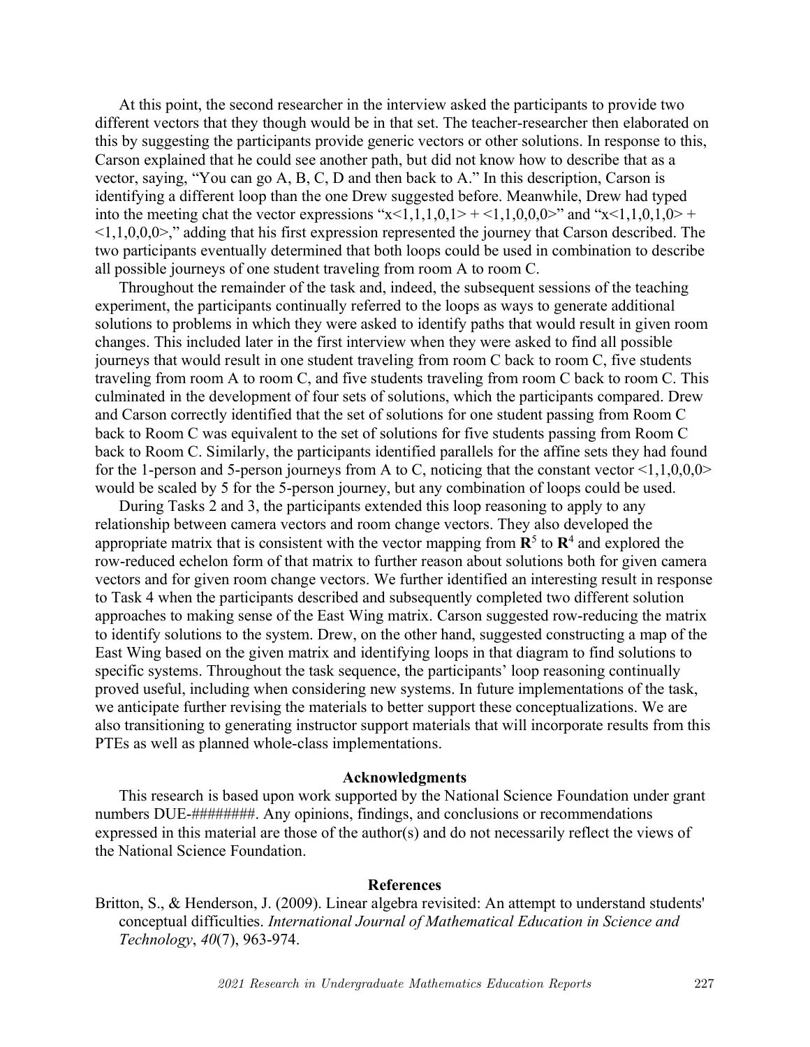At this point, the second researcher in the interview asked the participants to provide two different vectors that they though would be in that set. The teacher-researcher then elaborated on this by suggesting the participants provide generic vectors or other solutions. In response to this, Carson explained that he could see another path, but did not know how to describe that as a vector, saying, "You can go A, B, C, D and then back to A." In this description, Carson is identifying a different loop than the one Drew suggested before. Meanwhile, Drew had typed into the meeting chat the vector expressions "x<1,1,1,0,1> + <1,1,0,0,0>" and "x<1,1,0,1,0> + <1,1,0,0,0>," adding that his first expression represented the journey that Carson described. The two participants eventually determined that both loops could be used in combination to describe all possible journeys of one student traveling from room A to room C.

Throughout the remainder of the task and, indeed, the subsequent sessions of the teaching experiment, the participants continually referred to the loops as ways to generate additional solutions to problems in which they were asked to identify paths that would result in given room changes. This included later in the first interview when they were asked to find all possible journeys that would result in one student traveling from room C back to room C, five students traveling from room A to room C, and five students traveling from room C back to room C. This culminated in the development of four sets of solutions, which the participants compared. Drew and Carson correctly identified that the set of solutions for one student passing from Room C back to Room C was equivalent to the set of solutions for five students passing from Room C back to Room C. Similarly, the participants identified parallels for the affine sets they had found for the 1-person and 5-person journeys from A to C, noticing that the constant vector <1,1,0,0,0> would be scaled by 5 for the 5-person journey, but any combination of loops could be used.

During Tasks 2 and 3, the participants extended this loop reasoning to apply to any relationship between camera vectors and room change vectors. They also developed the appropriate matrix that is consistent with the vector mapping from $\mathbf{R}^5$ to $\mathbf{R}^4$ and explored the row-reduced echelon form of that matrix to further reason about solutions both for given camera vectors and for given room change vectors. We further identified an interesting result in response to Task 4 when the participants described and subsequently completed two different solution approaches to making sense of the East Wing matrix. Carson suggested row-reducing the matrix to identify solutions to the system. Drew, on the other hand, suggested constructing a map of the East Wing based on the given matrix and identifying loops in that diagram to find solutions to specific systems. Throughout the task sequence, the participants' loop reasoning continually proved useful, including when considering new systems. In future implementations of the task, we anticipate further revising the materials to better support these conceptualizations. We are also transitioning to generating instructor support materials that will incorporate results from this PTEs as well as planned whole-class implementations.

## Acknowledgments

This research is based upon work supported by the National Science Foundation under grant numbers DUE-########. Any opinions, findings, and conclusions or recommendations expressed in this material are those of the author(s) and do not necessarily reflect the views of the National Science Foundation.

## References

Britton, S., & Henderson, J. (2009). Linear algebra revisited: An attempt to understand students' conceptual difficulties. *International Journal of Mathematical Education in Science and Technology*, *40*(7), 963-974.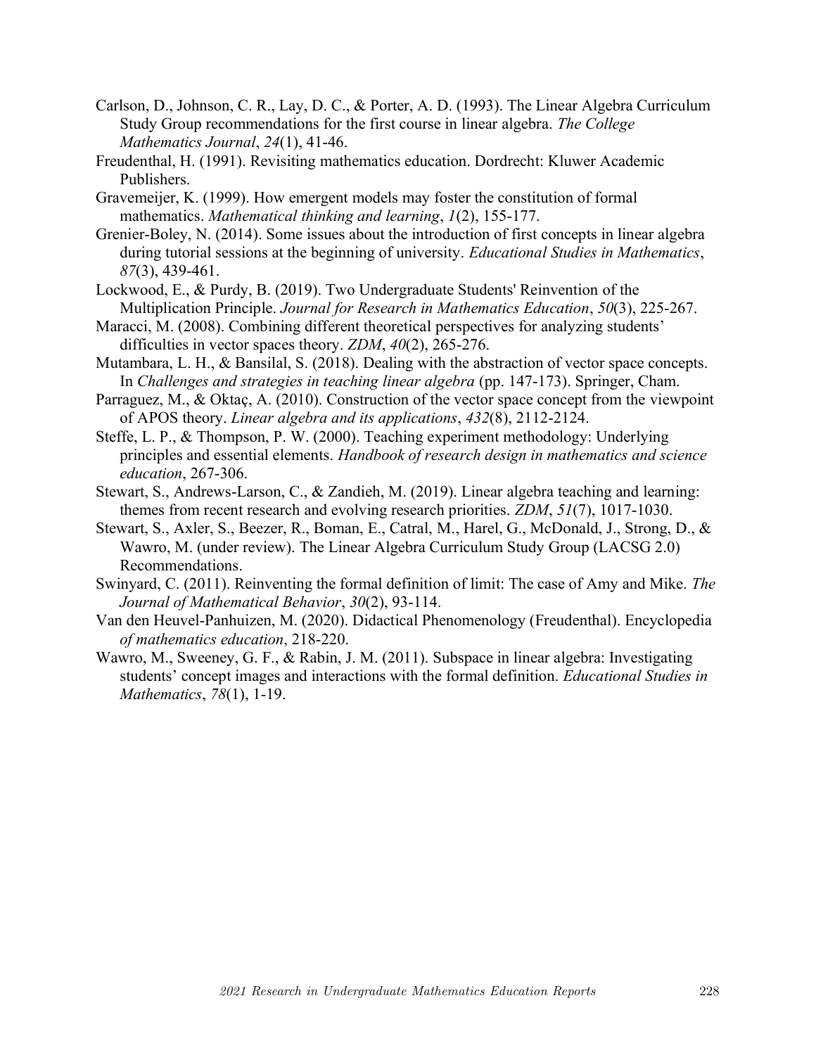Carlson, D., Johnson, C. R., Lay, D. C., & Porter, A. D. (1993). The Linear Algebra Curriculum Study Group recommendations for the first course in linear algebra. *The College Mathematics Journal*, *24*(1), 41-46.

Freudenthal, H. (1991). Revisiting mathematics education. Dordrecht: Kluwer Academic Publishers.

Gravemeijer, K. (1999). How emergent models may foster the constitution of formal mathematics. *Mathematical thinking and learning*, *1*(2), 155-177.

Grenier-Boley, N. (2014). Some issues about the introduction of first concepts in linear algebra during tutorial sessions at the beginning of university. *Educational Studies in Mathematics*, *87*(3), 439-461.

Lockwood, E., & Purdy, B. (2019). Two Undergraduate Students' Reinvention of the Multiplication Principle. *Journal for Research in Mathematics Education*, *50*(3), 225-267.

Maracci, M. (2008). Combining different theoretical perspectives for analyzing students' difficulties in vector spaces theory. *ZDM*, *40*(2), 265-276.

Mutambara, L. H., & Bansilal, S. (2018). Dealing with the abstraction of vector space concepts. In *Challenges and strategies in teaching linear algebra* (pp. 147-173). Springer, Cham.

Parraguez, M., & Oktaç, A. (2010). Construction of the vector space concept from the viewpoint of APOS theory. *Linear algebra and its applications*, *432*(8), 2112-2124.

Steffe, L. P., & Thompson, P. W. (2000). Teaching experiment methodology: Underlying principles and essential elements. *Handbook of research design in mathematics and science education*, 267-306.

Stewart, S., Andrews-Larson, C., & Zandieh, M. (2019). Linear algebra teaching and learning: themes from recent research and evolving research priorities. *ZDM*, *51*(7), 1017-1030.

Stewart, S., Axler, S., Beezer, R., Boman, E., Catral, M., Harel, G., McDonald, J., Strong, D., & Wawro, M. (under review). The Linear Algebra Curriculum Study Group (LACSG 2.0) Recommendations.

Swinyard, C. (2011). Reinventing the formal definition of limit: The case of Amy and Mike. *The Journal of Mathematical Behavior*, *30*(2), 93-114.

Van den Heuvel-Panhuizen, M. (2020). Didactical Phenomenology (Freudenthal). Encyclopedia *of mathematics education*, 218-220.

Wawro, M., Sweeney, G. F., & Rabin, J. M. (2011). Subspace in linear algebra: Investigating students' concept images and interactions with the formal definition. *Educational Studies in Mathematics*, *78*(1), 1-19.